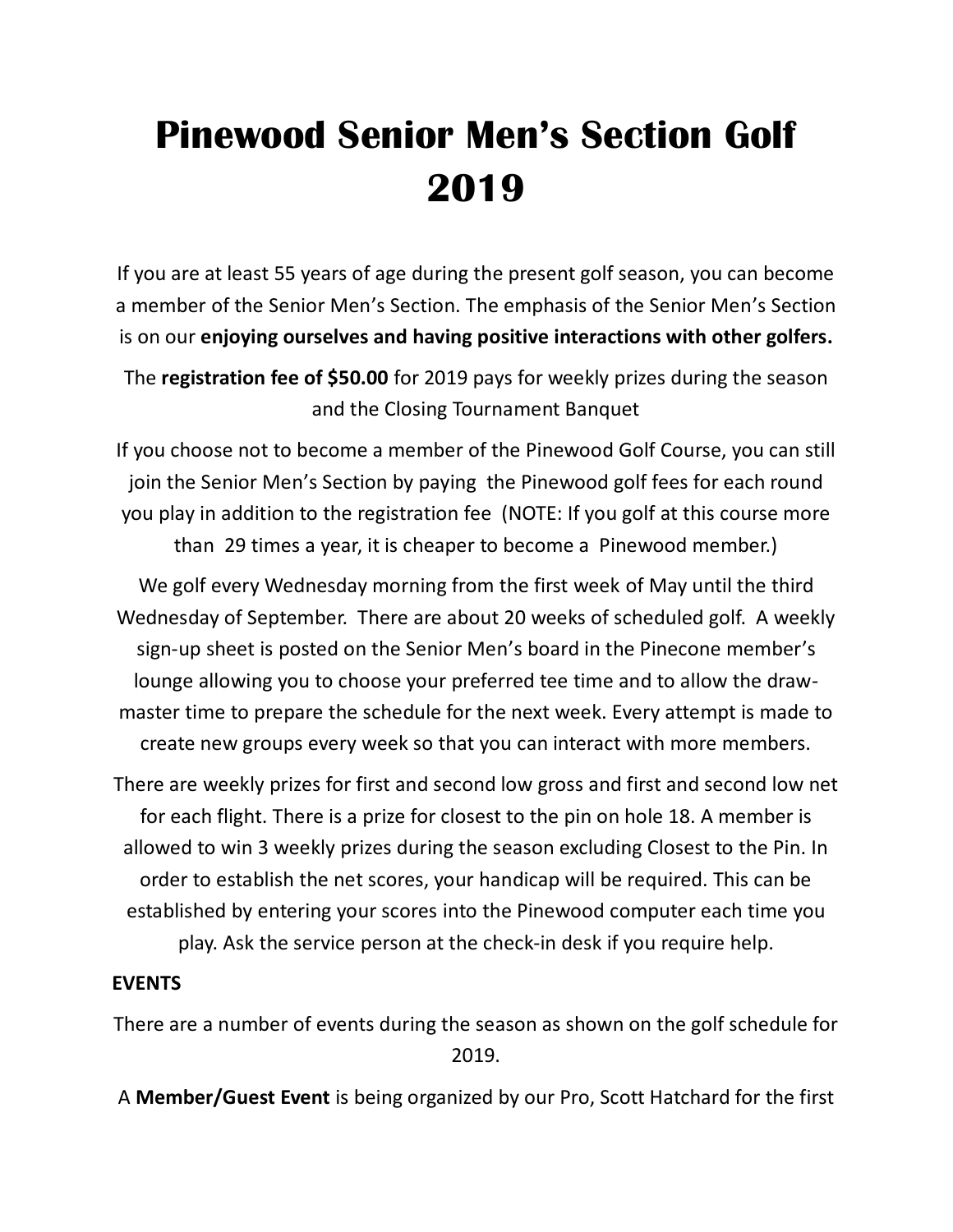# Pinewood Senior Men's Section Golf 2019

If you are at least 55 years of age during the present golf season, you can become a member of the Senior Men's Section. The emphasis of the Senior Men's Section is on our **enjoying ourselves and having positive interactions with other golfers.**

The **registration fee of $50.00** for 2019 pays for weekly prizes during the season and the Closing Tournament Banquet

If you choose not to become a member of the Pinewood Golf Course, you can still join the Senior Men's Section by paying the Pinewood golf fees for each round you play in addition to the registration fee (NOTE: If you golf at this course more than 29 times a year, it is cheaper to become a Pinewood member.)

We golf every Wednesday morning from the first week of May until the third Wednesday of September. There are about 20 weeks of scheduled golf. A weekly sign-up sheet is posted on the Senior Men's board in the Pinecone member's lounge allowing you to choose your preferred tee time and to allow the draw-master time to prepare the schedule for the next week. Every attempt is made to create new groups every week so that you can interact with more members.

There are weekly prizes for first and second low gross and first and second low net for each flight. There is a prize for closest to the pin on hole 18. A member is allowed to win 3 weekly prizes during the season excluding Closest to the Pin. In order to establish the net scores, your handicap will be required. This can be established by entering your scores into the Pinewood computer each time you play. Ask the service person at the check-in desk if you require help.

**EVENTS**

There are a number of events during the season as shown on the golf schedule for 2019.

A **Member/Guest Event** is being organized by our Pro, Scott Hatchard for the first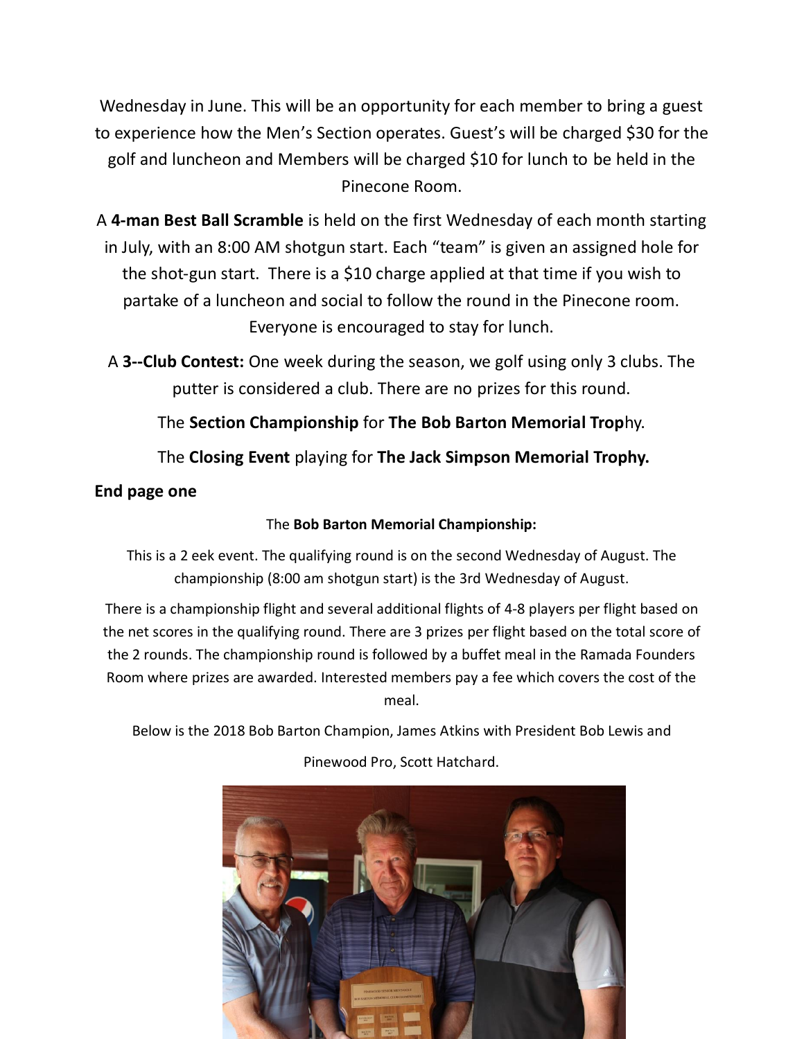Wednesday in June. This will be an opportunity for each member to bring a guest to experience how the Men's Section operates. Guest's will be charged $30 for the golf and luncheon and Members will be charged $10 for lunch to be held in the Pinecone Room.

A **4-man Best Ball Scramble** is held on the first Wednesday of each month starting in July, with an 8:00 AM shotgun start. Each "team" is given an assigned hole for the shot-gun start. There is a $10 charge applied at that time if you wish to partake of a luncheon and social to follow the round in the Pinecone room. Everyone is encouraged to stay for lunch.

A **3--Club Contest:** One week during the season, we golf using only 3 clubs. The putter is considered a club. There are no prizes for this round.

The **Section Championship** for **The Bob Barton Memorial Trop**hy.

The **Closing Event** playing for **The Jack Simpson Memorial Trophy.**

**End page one**

The **Bob Barton Memorial Championship:**

This is a 2 eek event. The qualifying round is on the second Wednesday of August. The championship (8:00 am shotgun start) is the 3rd Wednesday of August.

There is a championship flight and several additional flights of 4-8 players per flight based on the net scores in the qualifying round. There are 3 prizes per flight based on the total score of the 2 rounds. The championship round is followed by a buffet meal in the Ramada Founders Room where prizes are awarded. Interested members pay a fee which covers the cost of the meal.

Below is the 2018 Bob Barton Champion, James Atkins with President Bob Lewis and Pinewood Pro, Scott Hatchard.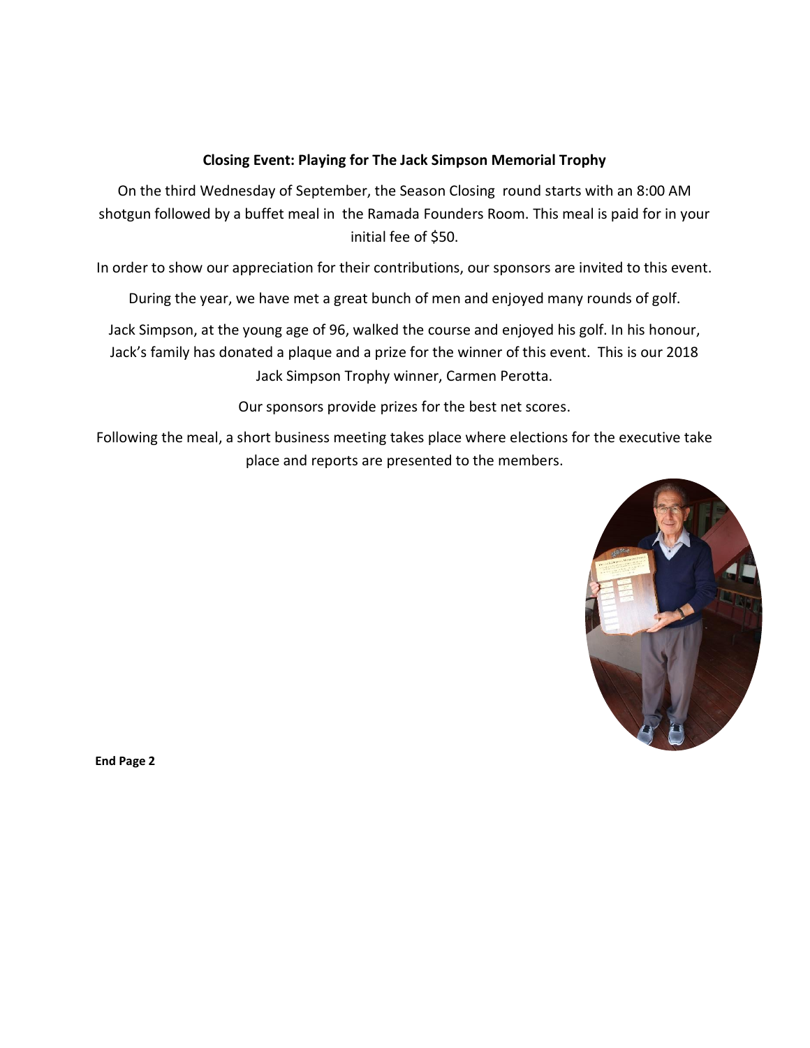**Closing Event: Playing for The Jack Simpson Memorial Trophy**

On the third Wednesday of September, the Season Closing round starts with an 8:00 AM shotgun followed by a buffet meal in the Ramada Founders Room. This meal is paid for in your initial fee of $50.

In order to show our appreciation for their contributions, our sponsors are invited to this event.

During the year, we have met a great bunch of men and enjoyed many rounds of golf.

Jack Simpson, at the young age of 96, walked the course and enjoyed his golf. In his honour, Jack's family has donated a plaque and a prize for the winner of this event. This is our 2018 Jack Simpson Trophy winner, Carmen Perotta.

Our sponsors provide prizes for the best net scores.

Following the meal, a short business meeting takes place where elections for the executive take place and reports are presented to the members.

**End Page 2**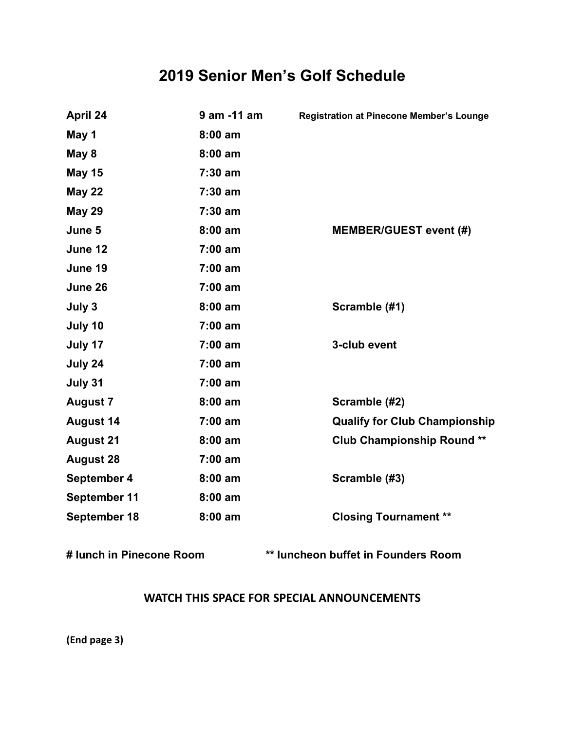# 2019 Senior Men's Golf Schedule

| | | |
|---|---|---|
| **April 24** | **9 am -11 am** | **Registration at Pinecone Member's Lounge** |
| **May 1** | **8:00 am** | |
| **May 8** | **8:00 am** | |
| **May 15** | **7:30 am** | |
| **May 22** | **7:30 am** | |
| **May 29** | **7:30 am** | |
| **June 5** | **8:00 am** | **MEMBER/GUEST event (#)** |
| **June 12** | **7:00 am** | |
| **June 19** | **7:00 am** | |
| **June 26** | **7:00 am** | |
| **July 3** | **8:00 am** | **Scramble (#1)** |
| **July 10** | **7:00 am** | |
| **July 17** | **7:00 am** | **3-club event** |
| **July 24** | **7:00 am** | |
| **July 31** | **7:00 am** | |
| **August 7** | **8:00 am** | **Scramble (#2)** |
| **August 14** | **7:00 am** | **Qualify for Club Championship** |
| **August 21** | **8:00 am** | **Club Championship Round \*\*** |
| **August 28** | **7:00 am** | |
| **September 4** | **8:00 am** | **Scramble (#3)** |
| **September 11** | **8:00 am** | |
| **September 18** | **8:00 am** | **Closing Tournament \*\*** |

**# lunch in Pinecone Room** **\*\* luncheon buffet in Founders Room**

**WATCH THIS SPACE FOR SPECIAL ANNOUNCEMENTS**

**(End page 3)**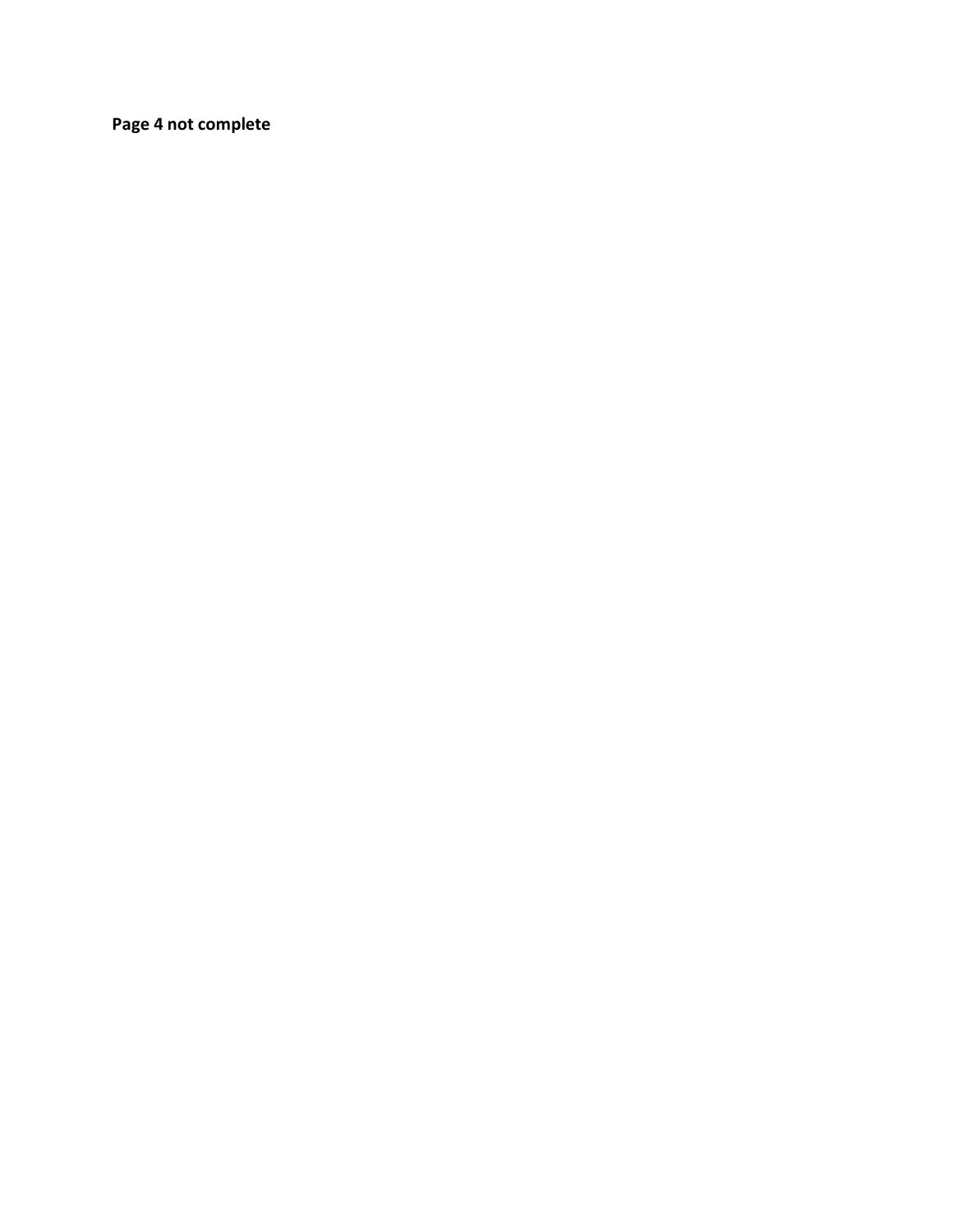**Page 4 not complete**